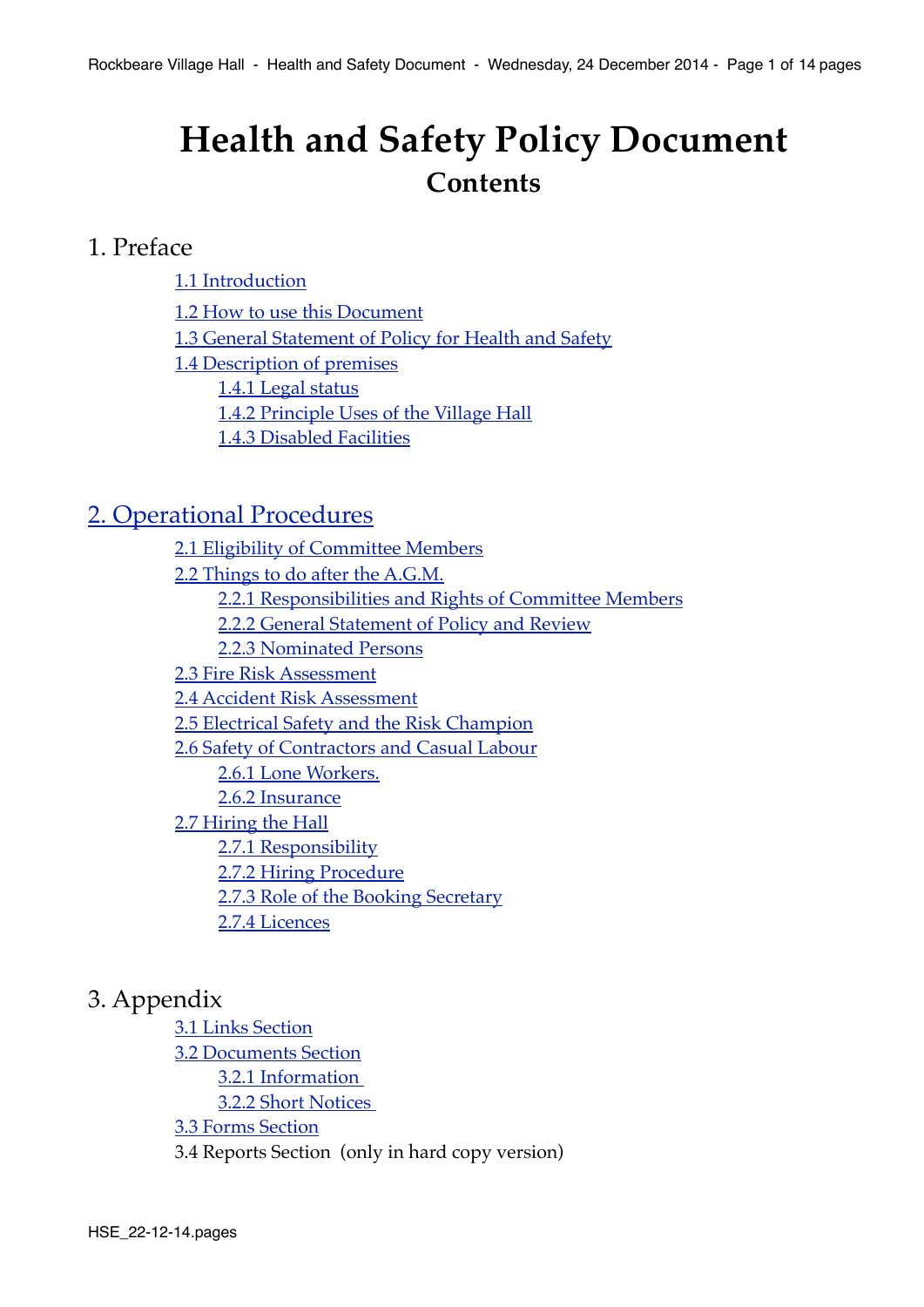# Health and Safety Policy Document

## Contents

## 1. Preface

- 1.1 Introduction
- 1.2 How to use this Document
- 1.3 General Statement of Policy for Health and Safety
- 1.4 Description of premises
  - 1.4.1 Legal status
  - 1.4.2 Principle Uses of the Village Hall
  - 1.4.3 Disabled Facilities

## 2. Operational Procedures

- 2.1 Eligibility of Committee Members
- 2.2 Things to do after the A.G.M.
  - 2.2.1 Responsibilities and Rights of Committee Members
  - 2.2.2 General Statement of Policy and Review
  - 2.2.3 Nominated Persons
- 2.3 Fire Risk Assessment
- 2.4 Accident Risk Assessment
- 2.5 Electrical Safety and the Risk Champion
- 2.6 Safety of Contractors and Casual Labour
  - 2.6.1 Lone Workers.
  - 2.6.2 Insurance
- 2.7 Hiring the Hall
  - 2.7.1 Responsibility
  - 2.7.2 Hiring Procedure
  - 2.7.3 Role of the Booking Secretary
  - 2.7.4 Licences

## 3. Appendix

- 3.1 Links Section
- 3.2 Documents Section
  - 3.2.1 Information
  - 3.2.2 Short Notices
- 3.3 Forms Section
- 3.4 Reports Section (only in hard copy version)

HSE_22-12-14.pages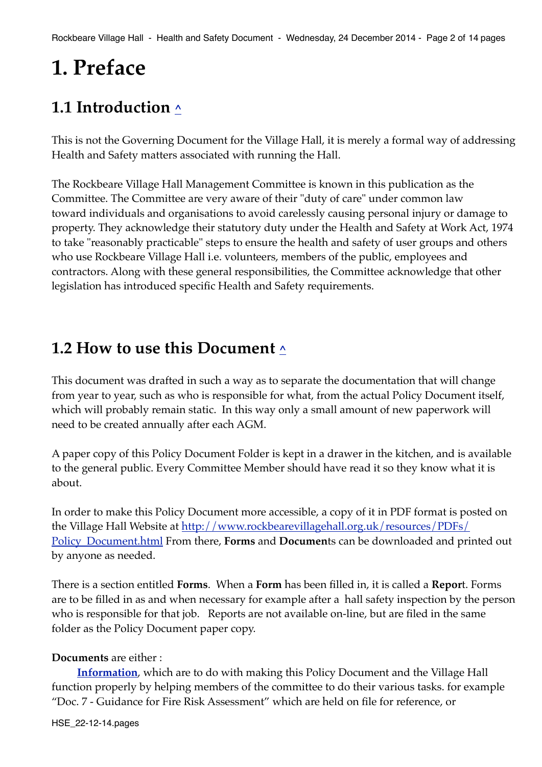# 1. Preface

## 1.1 Introduction ^

This is not the Governing Document for the Village Hall, it is merely a formal way of addressing Health and Safety matters associated with running the Hall.

The Rockbeare Village Hall Management Committee is known in this publication as the Committee. The Committee are very aware of their "duty of care" under common law toward individuals and organisations to avoid carelessly causing personal injury or damage to property. They acknowledge their statutory duty under the Health and Safety at Work Act, 1974 to take "reasonably practicable" steps to ensure the health and safety of user groups and others who use Rockbeare Village Hall i.e. volunteers, members of the public, employees and contractors. Along with these general responsibilities, the Committee acknowledge that other legislation has introduced specific Health and Safety requirements.

## 1.2 How to use this Document ^

This document was drafted in such a way as to separate the documentation that will change from year to year, such as who is responsible for what, from the actual Policy Document itself, which will probably remain static. In this way only a small amount of new paperwork will need to be created annually after each AGM.

A paper copy of this Policy Document Folder is kept in a drawer in the kitchen, and is available to the general public. Every Committee Member should have read it so they know what it is about.

In order to make this Policy Document more accessible, a copy of it in PDF format is posted on the Village Hall Website at [http://www.rockbearevillagehall.org.uk/resources/PDFs/Policy_Document.html](http://www.rockbearevillagehall.org.uk/resources/PDFs/Policy_Document.html) From there, **Forms** and **Documen**ts can be downloaded and printed out by anyone as needed.

There is a section entitled **Forms**. When a **Form** has been filled in, it is called a **Repor**t. Forms are to be filled in as and when necessary for example after a hall safety inspection by the person who is responsible for that job. Reports are not available on-line, but are filed in the same folder as the Policy Document paper copy.

**Documents** are either :

**Information**, which are to do with making this Policy Document and the Village Hall function properly by helping members of the committee to do their various tasks. for example "Doc. 7 - Guidance for Fire Risk Assessment" which are held on file for reference, or

HSE_22-12-14.pages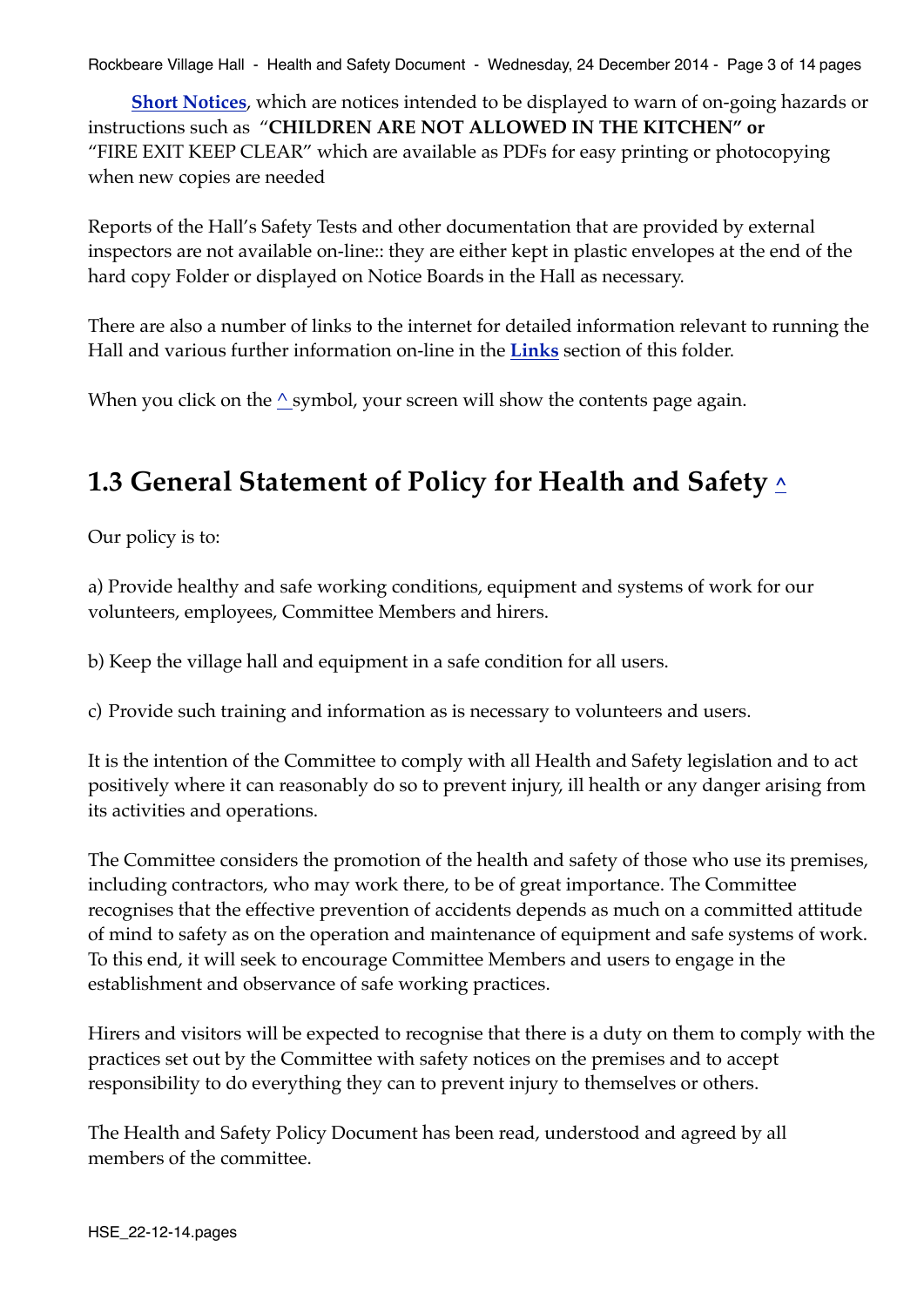**Short Notices**, which are notices intended to be displayed to warn of on-going hazards or instructions such as "**CHILDREN ARE NOT ALLOWED IN THE KITCHEN" or** "FIRE EXIT KEEP CLEAR" which are available as PDFs for easy printing or photocopying when new copies are needed

Reports of the Hall's Safety Tests and other documentation that are provided by external inspectors are not available on-line:: they are either kept in plastic envelopes at the end of the hard copy Folder or displayed on Notice Boards in the Hall as necessary.

There are also a number of links to the internet for detailed information relevant to running the Hall and various further information on-line in the **Links** section of this folder.

When you click on the ^ symbol, your screen will show the contents page again.

## 1.3 General Statement of Policy for Health and Safety ^

Our policy is to:

a) Provide healthy and safe working conditions, equipment and systems of work for our volunteers, employees, Committee Members and hirers.

b) Keep the village hall and equipment in a safe condition for all users.

c) Provide such training and information as is necessary to volunteers and users.

It is the intention of the Committee to comply with all Health and Safety legislation and to act positively where it can reasonably do so to prevent injury, ill health or any danger arising from its activities and operations.

The Committee considers the promotion of the health and safety of those who use its premises, including contractors, who may work there, to be of great importance. The Committee recognises that the effective prevention of accidents depends as much on a committed attitude of mind to safety as on the operation and maintenance of equipment and safe systems of work. To this end, it will seek to encourage Committee Members and users to engage in the establishment and observance of safe working practices.

Hirers and visitors will be expected to recognise that there is a duty on them to comply with the practices set out by the Committee with safety notices on the premises and to accept responsibility to do everything they can to prevent injury to themselves or others.

The Health and Safety Policy Document has been read, understood and agreed by all members of the committee.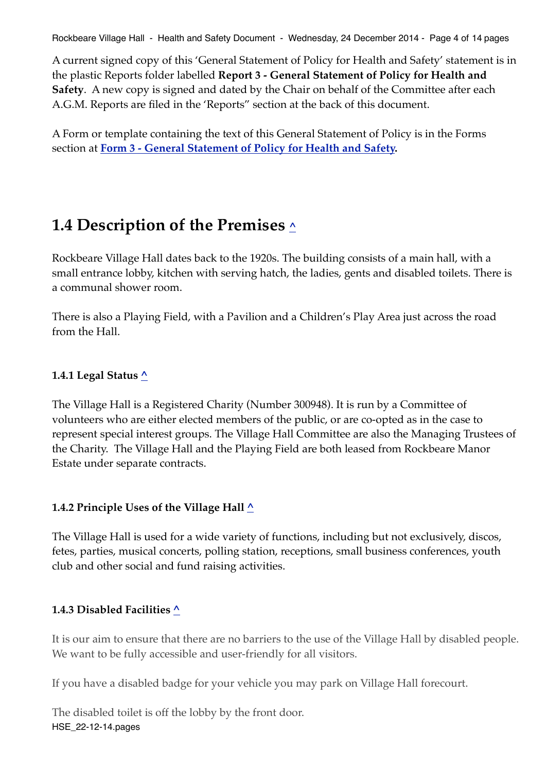A current signed copy of this 'General Statement of Policy for Health and Safety' statement is in the plastic Reports folder labelled **Report 3 - General Statement of Policy for Health and Safety**. A new copy is signed and dated by the Chair on behalf of the Committee after each A.G.M. Reports are filed in the 'Reports" section at the back of this document.

A Form or template containing the text of this General Statement of Policy is in the Forms section at **Form 3 - General Statement of Policy for Health and Safety.**

## 1.4 Description of the Premises ^

Rockbeare Village Hall dates back to the 1920s. The building consists of a main hall, with a small entrance lobby, kitchen with serving hatch, the ladies, gents and disabled toilets. There is a communal shower room.

There is also a Playing Field, with a Pavilion and a Children's Play Area just across the road from the Hall.

### 1.4.1 Legal Status ^

The Village Hall is a Registered Charity (Number 300948). It is run by a Committee of volunteers who are either elected members of the public, or are co-opted as in the case to represent special interest groups. The Village Hall Committee are also the Managing Trustees of the Charity. The Village Hall and the Playing Field are both leased from Rockbeare Manor Estate under separate contracts.

### 1.4.2 Principle Uses of the Village Hall ^

The Village Hall is used for a wide variety of functions, including but not exclusively, discos, fetes, parties, musical concerts, polling station, receptions, small business conferences, youth club and other social and fund raising activities.

### 1.4.3 Disabled Facilities ^

It is our aim to ensure that there are no barriers to the use of the Village Hall by disabled people. We want to be fully accessible and user-friendly for all visitors.

If you have a disabled badge for your vehicle you may park on Village Hall forecourt.

The disabled toilet is off the lobby by the front door.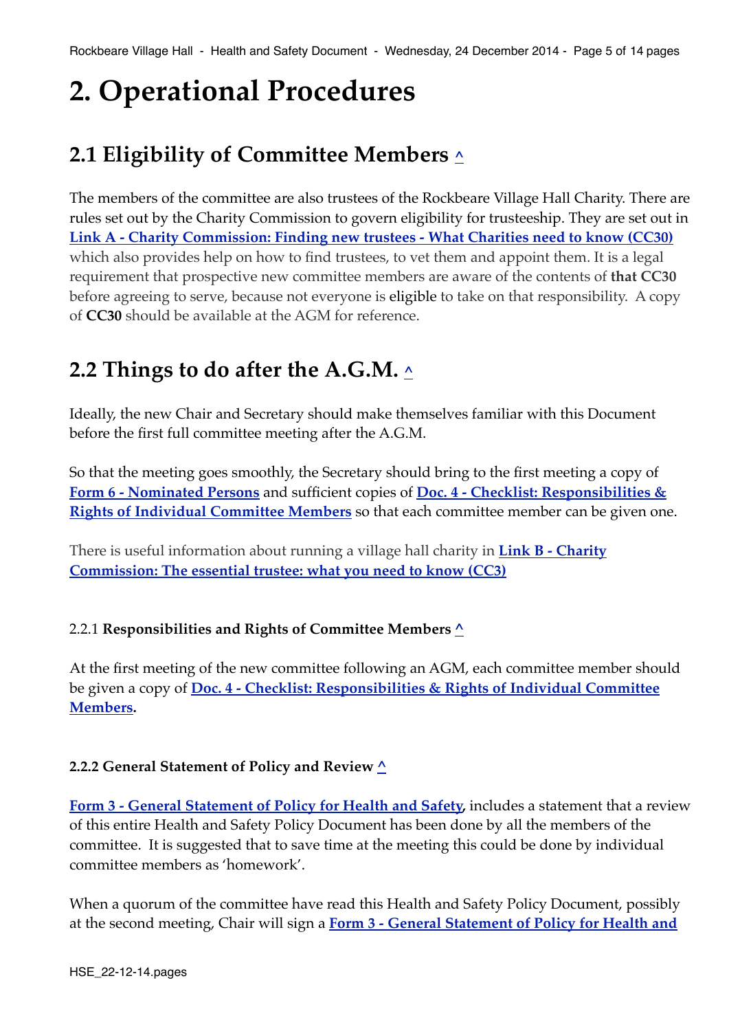# 2. Operational Procedures

## 2.1 Eligibility of Committee Members ^

The members of the committee are also trustees of the Rockbeare Village Hall Charity. There are rules set out by the Charity Commission to govern eligibility for trusteeship. They are set out in **Link A - Charity Commission: Finding new trustees - What Charities need to know (CC30)** which also provides help on how to find trustees, to vet them and appoint them. It is a legal requirement that prospective new committee members are aware of the contents of **that CC30** before agreeing to serve, because not everyone is eligible to take on that responsibility. A copy of **CC30** should be available at the AGM for reference.

## 2.2 Things to do after the A.G.M. ^

Ideally, the new Chair and Secretary should make themselves familiar with this Document before the first full committee meeting after the A.G.M.

So that the meeting goes smoothly, the Secretary should bring to the first meeting a copy of **Form 6 - Nominated Persons** and sufficient copies of **Doc. 4 - Checklist: Responsibilities & Rights of Individual Committee Members** so that each committee member can be given one.

There is useful information about running a village hall charity in **Link B - Charity Commission: The essential trustee: what you need to know (CC3)**

#### 2.2.1 Responsibilities and Rights of Committee Members ^

At the first meeting of the new committee following an AGM, each committee member should be given a copy of **Doc. 4 - Checklist: Responsibilities & Rights of Individual Committee Members.**

#### 2.2.2 General Statement of Policy and Review ^

**Form 3 - General Statement of Policy for Health and Safety,** includes a statement that a review of this entire Health and Safety Policy Document has been done by all the members of the committee. It is suggested that to save time at the meeting this could be done by individual committee members as 'homework'.

When a quorum of the committee have read this Health and Safety Policy Document, possibly at the second meeting, Chair will sign a **Form 3 - General Statement of Policy for Health and**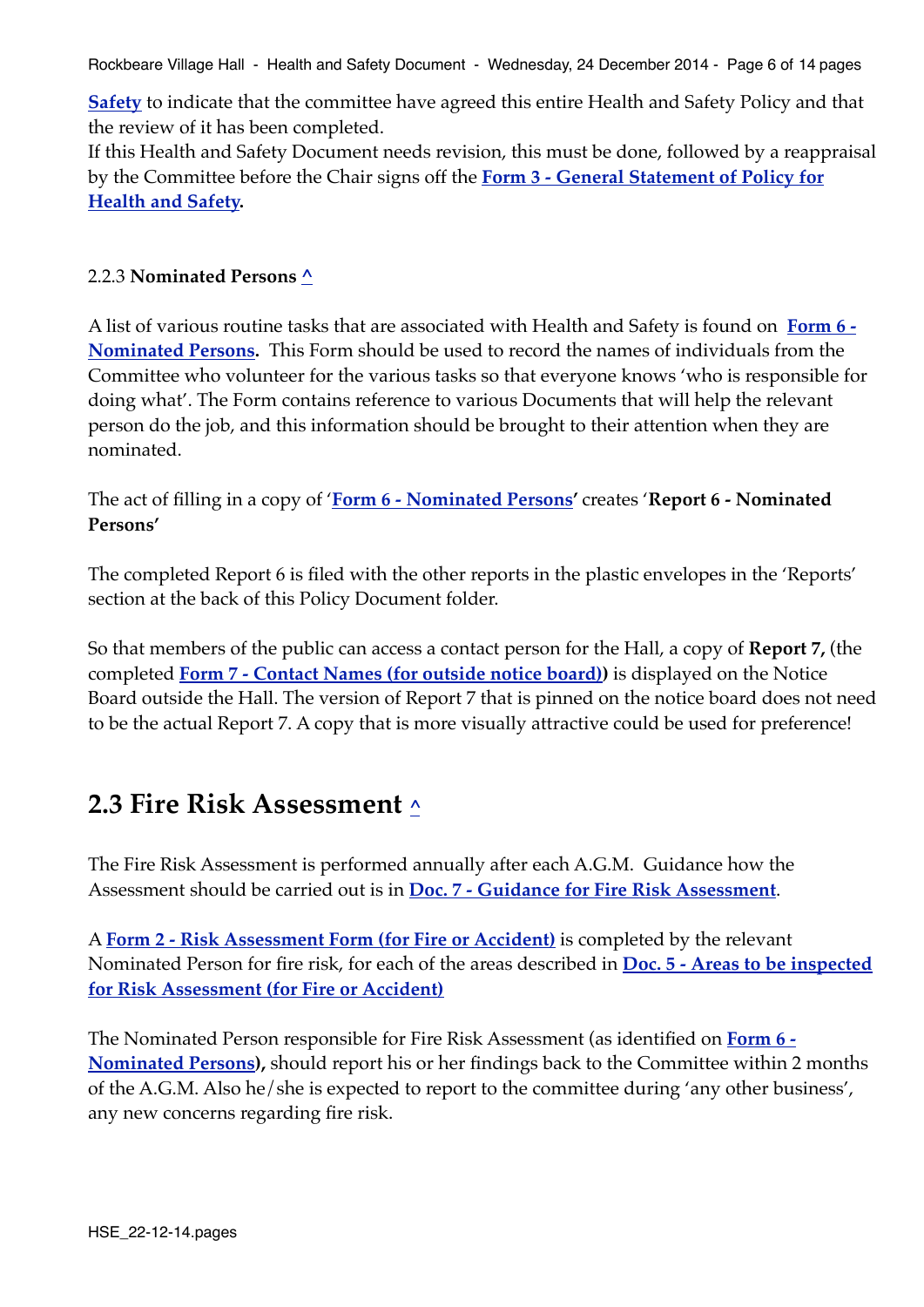**Safety** to indicate that the committee have agreed this entire Health and Safety Policy and that the review of it has been completed.
If this Health and Safety Document needs revision, this must be done, followed by a reappraisal by the Committee before the Chair signs off the **Form 3 - General Statement of Policy for Health and Safety.**

### 2.2.3 **Nominated Persons ^**

A list of various routine tasks that are associated with Health and Safety is found on **Form 6 - Nominated Persons.** This Form should be used to record the names of individuals from the Committee who volunteer for the various tasks so that everyone knows 'who is responsible for doing what'. The Form contains reference to various Documents that will help the relevant person do the job, and this information should be brought to their attention when they are nominated.

The act of filling in a copy of '**Form 6 - Nominated Persons**' creates '**Report 6 - Nominated Persons'**

The completed Report 6 is filed with the other reports in the plastic envelopes in the 'Reports' section at the back of this Policy Document folder.

So that members of the public can access a contact person for the Hall, a copy of **Report 7,** (the completed **Form 7 - Contact Names (for outside notice board))** is displayed on the Notice Board outside the Hall. The version of Report 7 that is pinned on the notice board does not need to be the actual Report 7. A copy that is more visually attractive could be used for preference!

## 2.3 Fire Risk Assessment ^

The Fire Risk Assessment is performed annually after each A.G.M. Guidance how the Assessment should be carried out is in **Doc. 7 - Guidance for Fire Risk Assessment**.

A **Form 2 - Risk Assessment Form (for Fire or Accident)** is completed by the relevant Nominated Person for fire risk, for each of the areas described in **Doc. 5 - Areas to be inspected for Risk Assessment (for Fire or Accident)**

The Nominated Person responsible for Fire Risk Assessment (as identified on **Form 6 - Nominated Persons),** should report his or her findings back to the Committee within 2 months of the A.G.M. Also he/she is expected to report to the committee during 'any other business', any new concerns regarding fire risk.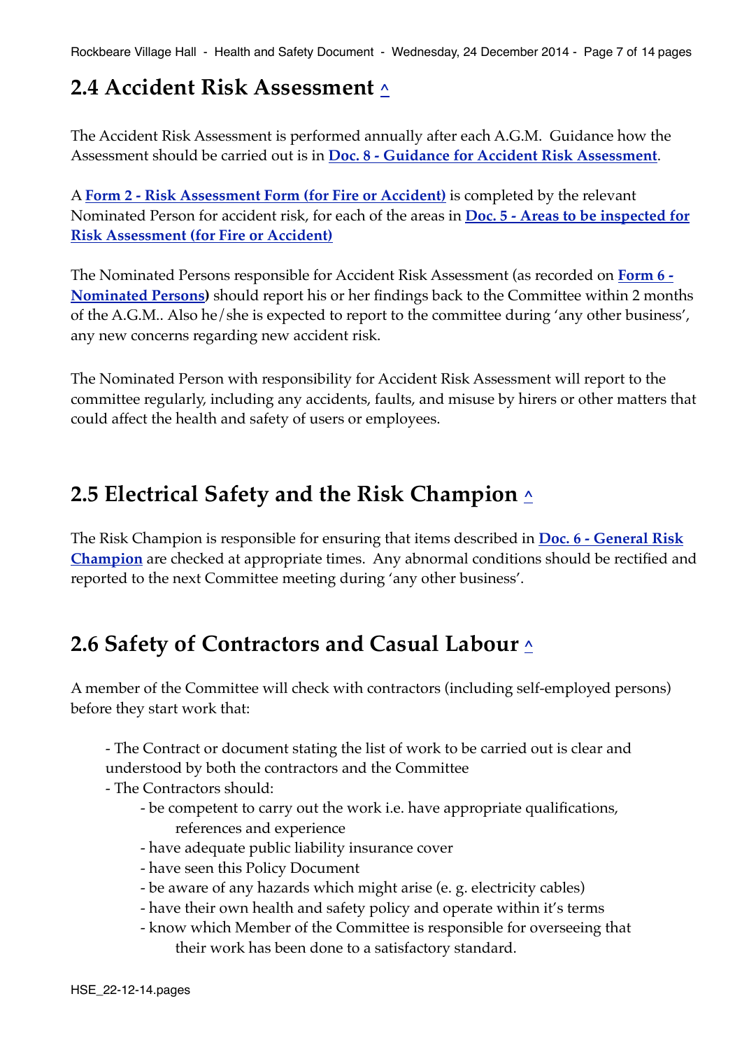## 2.4 Accident Risk Assessment ^

The Accident Risk Assessment is performed annually after each A.G.M. Guidance how the Assessment should be carried out is in **Doc. 8 - Guidance for Accident Risk Assessment**.

A **Form 2 - Risk Assessment Form (for Fire or Accident)** is completed by the relevant Nominated Person for accident risk, for each of the areas in **Doc. 5 - Areas to be inspected for Risk Assessment (for Fire or Accident)**

The Nominated Persons responsible for Accident Risk Assessment (as recorded on **Form 6 - Nominated Persons)** should report his or her findings back to the Committee within 2 months of the A.G.M.. Also he/she is expected to report to the committee during 'any other business', any new concerns regarding new accident risk.

The Nominated Person with responsibility for Accident Risk Assessment will report to the committee regularly, including any accidents, faults, and misuse by hirers or other matters that could affect the health and safety of users or employees.

## 2.5 Electrical Safety and the Risk Champion ^

The Risk Champion is responsible for ensuring that items described in **Doc. 6 - General Risk Champion** are checked at appropriate times. Any abnormal conditions should be rectified and reported to the next Committee meeting during 'any other business'.

## 2.6 Safety of Contractors and Casual Labour ^

A member of the Committee will check with contractors (including self-employed persons) before they start work that:

- The Contract or document stating the list of work to be carried out is clear and understood by both the contractors and the Committee
- The Contractors should:
    - be competent to carry out the work i.e. have appropriate qualifications, references and experience
    - have adequate public liability insurance cover
    - have seen this Policy Document
    - be aware of any hazards which might arise (e. g. electricity cables)
    - have their own health and safety policy and operate within it's terms
    - know which Member of the Committee is responsible for overseeing that their work has been done to a satisfactory standard.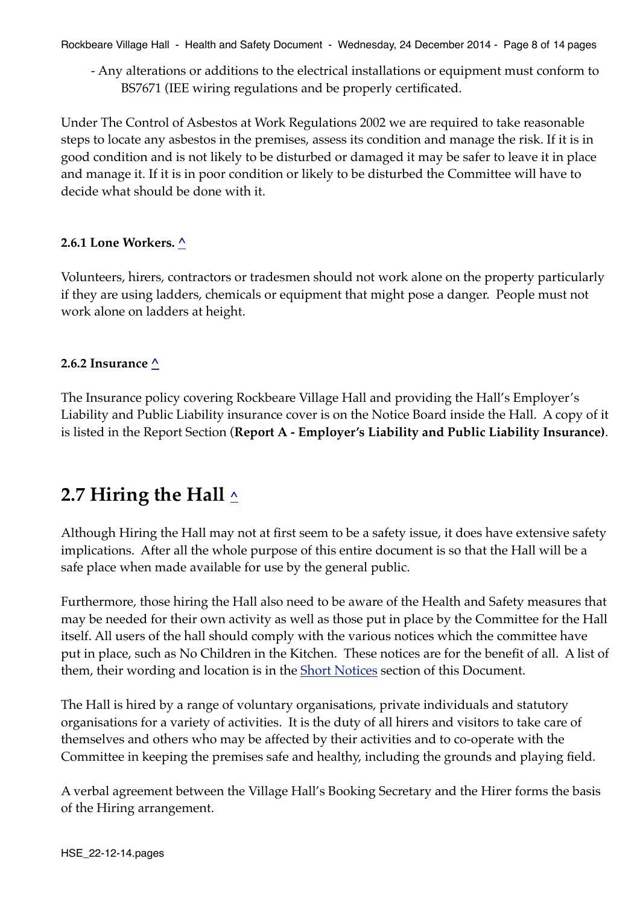- Any alterations or additions to the electrical installations or equipment must conform to BS7671 (IEE wiring regulations and be properly certificated.

Under The Control of Asbestos at Work Regulations 2002 we are required to take reasonable steps to locate any asbestos in the premises, assess its condition and manage the risk. If it is in good condition and is not likely to be disturbed or damaged it may be safer to leave it in place and manage it. If it is in poor condition or likely to be disturbed the Committee will have to decide what should be done with it.

#### 2.6.1 Lone Workers. ^

Volunteers, hirers, contractors or tradesmen should not work alone on the property particularly if they are using ladders, chemicals or equipment that might pose a danger. People must not work alone on ladders at height.

#### 2.6.2 Insurance ^

The Insurance policy covering Rockbeare Village Hall and providing the Hall's Employer's Liability and Public Liability insurance cover is on the Notice Board inside the Hall. A copy of it is listed in the Report Section (**Report A - Employer's Liability and Public Liability Insurance)**.

## 2.7 Hiring the Hall ^

Although Hiring the Hall may not at first seem to be a safety issue, it does have extensive safety implications. After all the whole purpose of this entire document is so that the Hall will be a safe place when made available for use by the general public.

Furthermore, those hiring the Hall also need to be aware of the Health and Safety measures that may be needed for their own activity as well as those put in place by the Committee for the Hall itself. All users of the hall should comply with the various notices which the committee have put in place, such as No Children in the Kitchen. These notices are for the benefit of all. A list of them, their wording and location is in the Short Notices section of this Document.

The Hall is hired by a range of voluntary organisations, private individuals and statutory organisations for a variety of activities. It is the duty of all hirers and visitors to take care of themselves and others who may be affected by their activities and to co-operate with the Committee in keeping the premises safe and healthy, including the grounds and playing field.

A verbal agreement between the Village Hall's Booking Secretary and the Hirer forms the basis of the Hiring arrangement.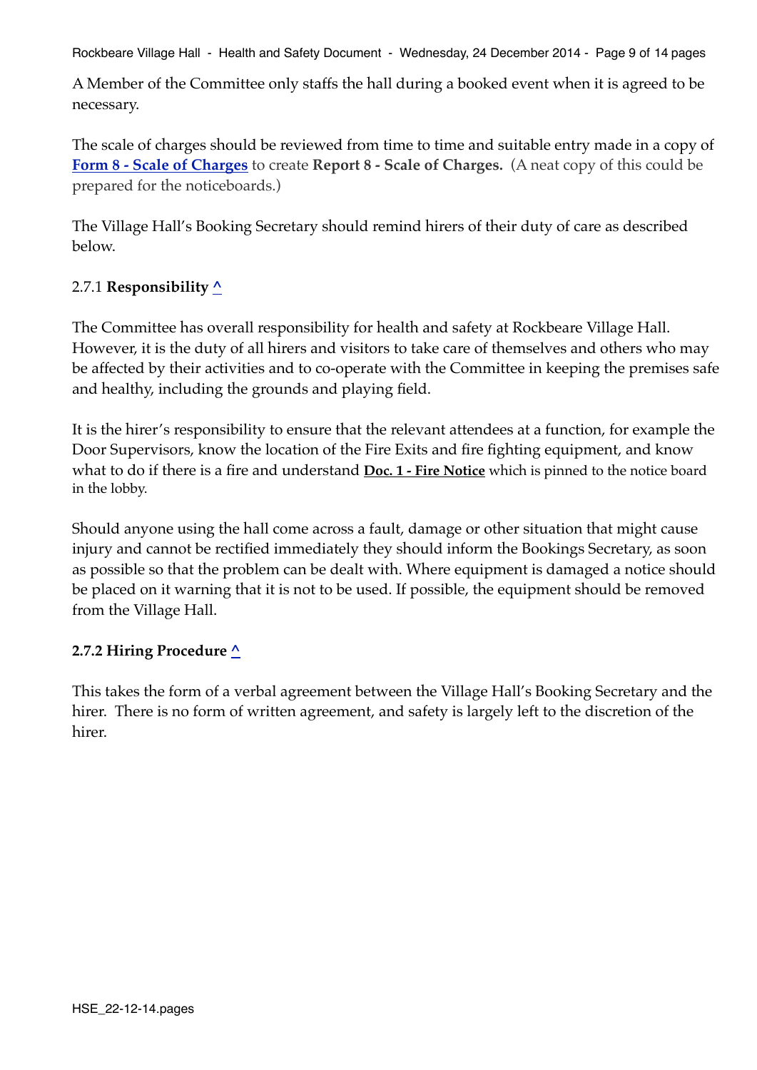A Member of the Committee only staffs the hall during a booked event when it is agreed to be necessary.

The scale of charges should be reviewed from time to time and suitable entry made in a copy of **Form 8 - Scale of Charges** to create **Report 8 - Scale of Charges.** (A neat copy of this could be prepared for the noticeboards.)

The Village Hall's Booking Secretary should remind hirers of their duty of care as described below.

### 2.7.1 **Responsibility** ^

The Committee has overall responsibility for health and safety at Rockbeare Village Hall. However, it is the duty of all hirers and visitors to take care of themselves and others who may be affected by their activities and to co-operate with the Committee in keeping the premises safe and healthy, including the grounds and playing field.

It is the hirer's responsibility to ensure that the relevant attendees at a function, for example the Door Supervisors, know the location of the Fire Exits and fire fighting equipment, and know what to do if there is a fire and understand **Doc. 1 - Fire Notice** which is pinned to the notice board in the lobby.

Should anyone using the hall come across a fault, damage or other situation that might cause injury and cannot be rectified immediately they should inform the Bookings Secretary, as soon as possible so that the problem can be dealt with. Where equipment is damaged a notice should be placed on it warning that it is not to be used. If possible, the equipment should be removed from the Village Hall.

### **2.7.2 Hiring Procedure** ^

This takes the form of a verbal agreement between the Village Hall's Booking Secretary and the hirer. There is no form of written agreement, and safety is largely left to the discretion of the hirer.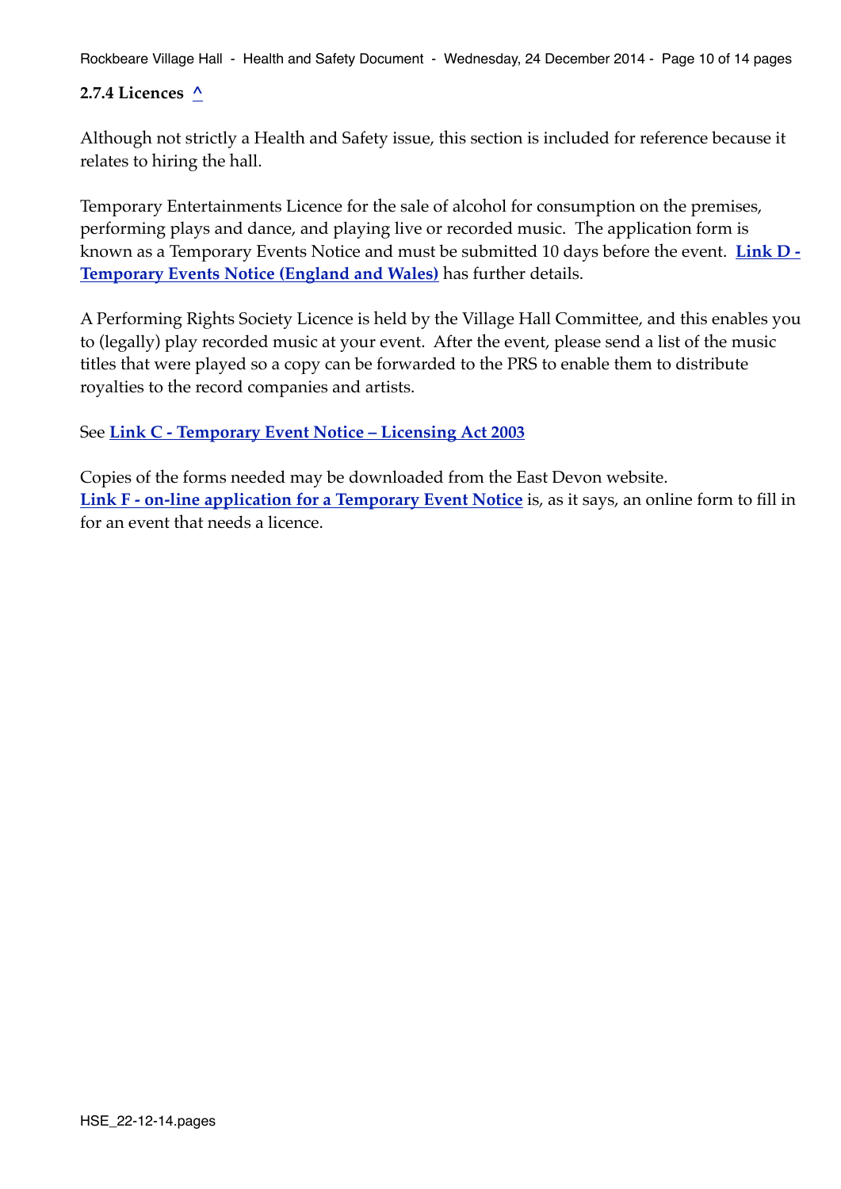### 2.7.4 Licences ^

Although not strictly a Health and Safety issue, this section is included for reference because it relates to hiring the hall.

Temporary Entertainments Licence for the sale of alcohol for consumption on the premises, performing plays and dance, and playing live or recorded music. The application form is known as a Temporary Events Notice and must be submitted 10 days before the event. **Link D - Temporary Events Notice (England and Wales)** has further details.

A Performing Rights Society Licence is held by the Village Hall Committee, and this enables you to (legally) play recorded music at your event. After the event, please send a list of the music titles that were played so a copy can be forwarded to the PRS to enable them to distribute royalties to the record companies and artists.

See **Link C - Temporary Event Notice – Licensing Act 2003**

Copies of the forms needed may be downloaded from the East Devon website.
**Link F - on-line application for a Temporary Event Notice** is, as it says, an online form to fill in for an event that needs a licence.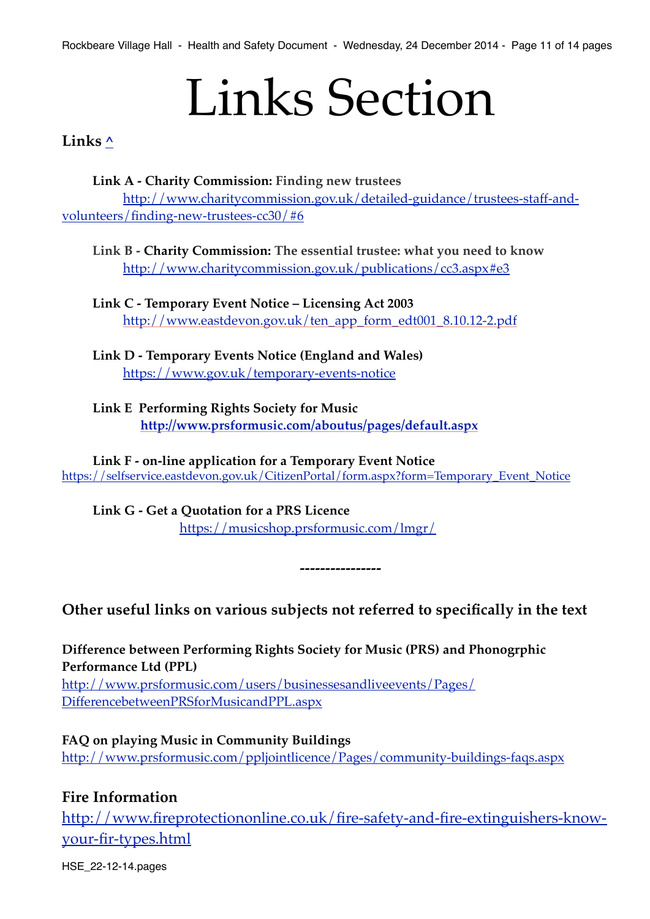# Links Section

## Links ^

**Link A - Charity Commission: Finding new trustees**
http://www.charitycommission.gov.uk/detailed-guidance/trustees-staff-and-volunteers/finding-new-trustees-cc30/#6

**Link B - Charity Commission: The essential trustee: what you need to know**
http://www.charitycommission.gov.uk/publications/cc3.aspx#e3

**Link C - Temporary Event Notice – Licensing Act 2003**
http://www.eastdevon.gov.uk/ten_app_form_edt001_8.10.12-2.pdf

**Link D - Temporary Events Notice (England and Wales)**
https://www.gov.uk/temporary-events-notice

**Link E Performing Rights Society for Music**
**http://www.prsformusic.com/aboutus/pages/default.aspx**

**Link F - on-line application for a Temporary Event Notice**
https://selfservice.eastdevon.gov.uk/CitizenPortal/form.aspx?form=Temporary_Event_Notice

**Link G - Get a Quotation for a PRS Licence**
https://musicshop.prsformusic.com/lmgr/

----------------

## Other useful links on various subjects not referred to specifically in the text

**Difference between Performing Rights Society for Music (PRS) and Phonogrphic Performance Ltd (PPL)**
http://www.prsformusic.com/users/businessesandliveevents/Pages/DifferencebetweenPRSforMusicandPPL.aspx

**FAQ on playing Music in Community Buildings**
http://www.prsformusic.com/ppljointlicence/Pages/community-buildings-faqs.aspx

## Fire Information

http://www.fireprotectiononline.co.uk/fire-safety-and-fire-extinguishers-know-your-fir-types.html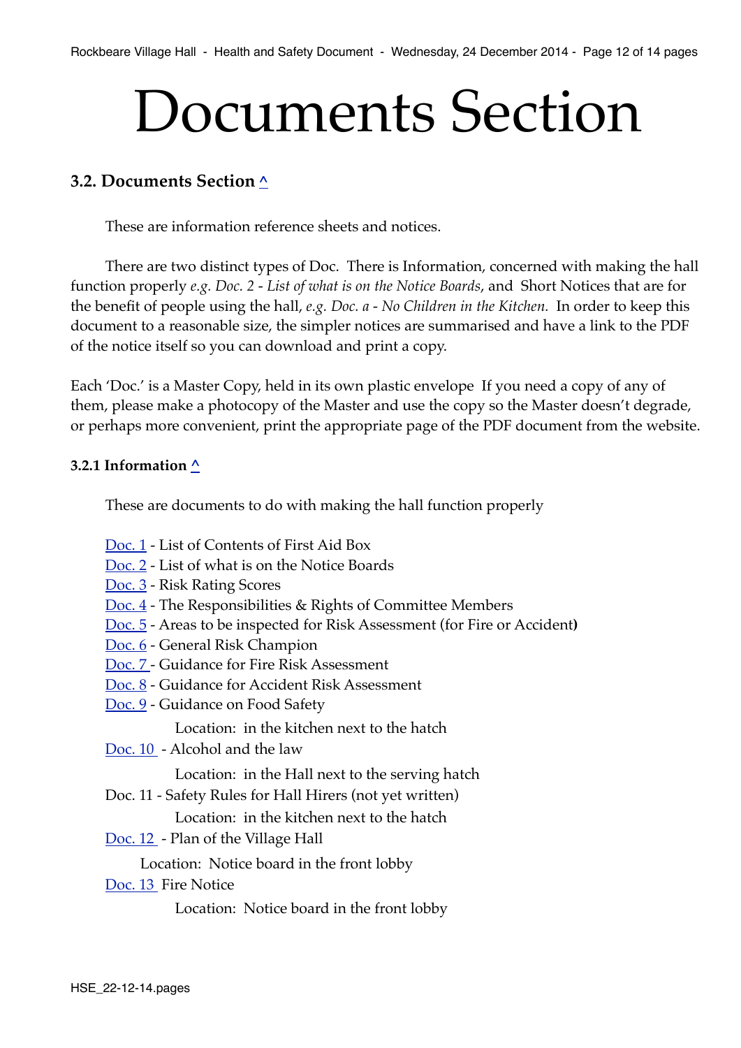# Documents Section

## 3.2. Documents Section ^

These are information reference sheets and notices.

There are two distinct types of Doc. There is Information, concerned with making the hall function properly *e.g. Doc. 2 - List of what is on the Notice Boards*, and Short Notices that are for the benefit of people using the hall, *e.g. Doc. a - No Children in the Kitchen.* In order to keep this document to a reasonable size, the simpler notices are summarised and have a link to the PDF of the notice itself so you can download and print a copy.

Each 'Doc.' is a Master Copy, held in its own plastic envelope If you need a copy of any of them, please make a photocopy of the Master and use the copy so the Master doesn't degrade, or perhaps more convenient, print the appropriate page of the PDF document from the website.

### 3.2.1 Information ^

These are documents to do with making the hall function properly

Doc. 1 - List of Contents of First Aid Box
Doc. 2 - List of what is on the Notice Boards
Doc. 3 - Risk Rating Scores
Doc. 4 - The Responsibilities & Rights of Committee Members
Doc. 5 - Areas to be inspected for Risk Assessment (for Fire or Accident)
Doc. 6 - General Risk Champion
Doc. 7 - Guidance for Fire Risk Assessment
Doc. 8 - Guidance for Accident Risk Assessment
Doc. 9 - Guidance on Food Safety
    Location: in the kitchen next to the hatch
Doc. 10 - Alcohol and the law
    Location: in the Hall next to the serving hatch
Doc. 11 - Safety Rules for Hall Hirers (not yet written)
    Location: in the kitchen next to the hatch
Doc. 12 - Plan of the Village Hall
    Location: Notice board in the front lobby
Doc. 13 Fire Notice
    Location: Notice board in the front lobby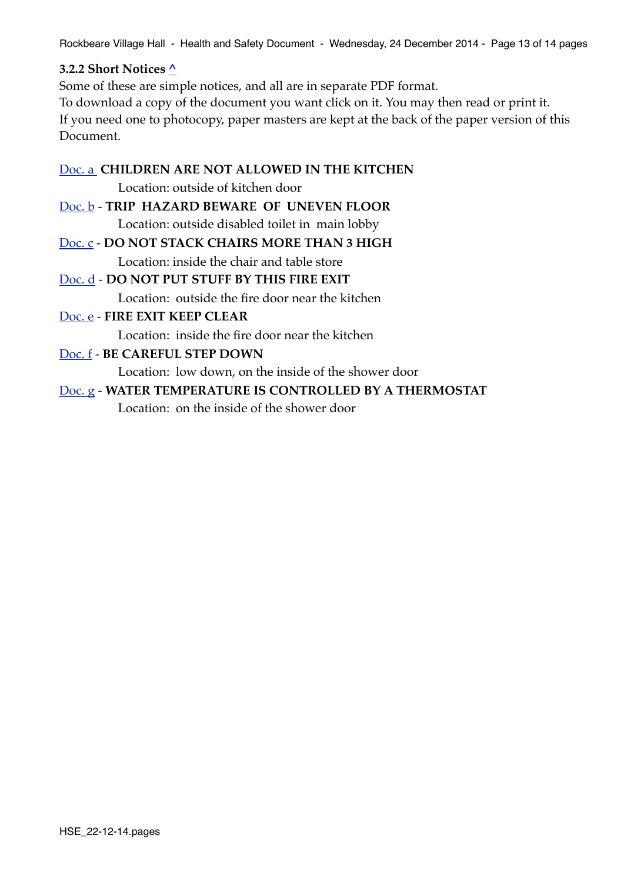### 3.2.2 Short Notices ^

Some of these are simple notices, and all are in separate PDF format.
To download a copy of the document you want click on it. You may then read or print it.
If you need one to photocopy, paper masters are kept at the back of the paper version of this Document.

Doc. a **CHILDREN ARE NOT ALLOWED IN THE KITCHEN**

Location: outside of kitchen door

Doc. b - **TRIP HAZARD BEWARE OF UNEVEN FLOOR**

Location: outside disabled toilet in main lobby

Doc. c - **DO NOT STACK CHAIRS MORE THAN 3 HIGH**

Location: inside the chair and table store

Doc. d - **DO NOT PUT STUFF BY THIS FIRE EXIT**

Location: outside the fire door near the kitchen

Doc. e - **FIRE EXIT KEEP CLEAR**

Location: inside the fire door near the kitchen

Doc. f - **BE CAREFUL STEP DOWN**

Location: low down, on the inside of the shower door

Doc. g - **WATER TEMPERATURE IS CONTROLLED BY A THERMOSTAT**

Location: on the inside of the shower door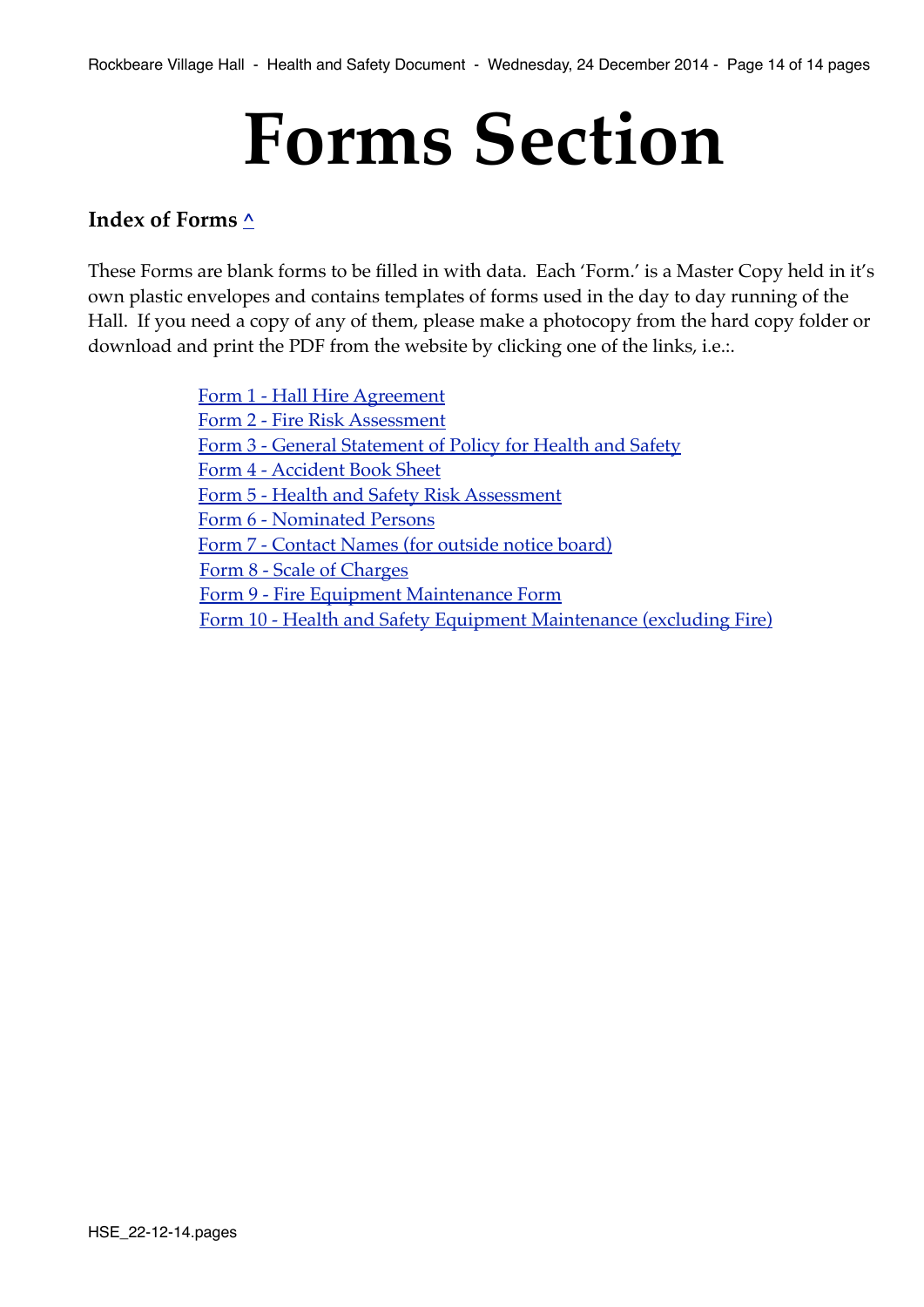# Forms Section

## Index of Forms ^

These Forms are blank forms to be filled in with data. Each 'Form.' is a Master Copy held in it's own plastic envelopes and contains templates of forms used in the day to day running of the Hall. If you need a copy of any of them, please make a photocopy from the hard copy folder or download and print the PDF from the website by clicking one of the links, i.e.:.

- Form 1 - Hall Hire Agreement
- Form 2 - Fire Risk Assessment
- Form 3 - General Statement of Policy for Health and Safety
- Form 4 - Accident Book Sheet
- Form 5 - Health and Safety Risk Assessment
- Form 6 - Nominated Persons
- Form 7 - Contact Names (for outside notice board)
- Form 8 - Scale of Charges
- Form 9 - Fire Equipment Maintenance Form
- Form 10 - Health and Safety Equipment Maintenance (excluding Fire)